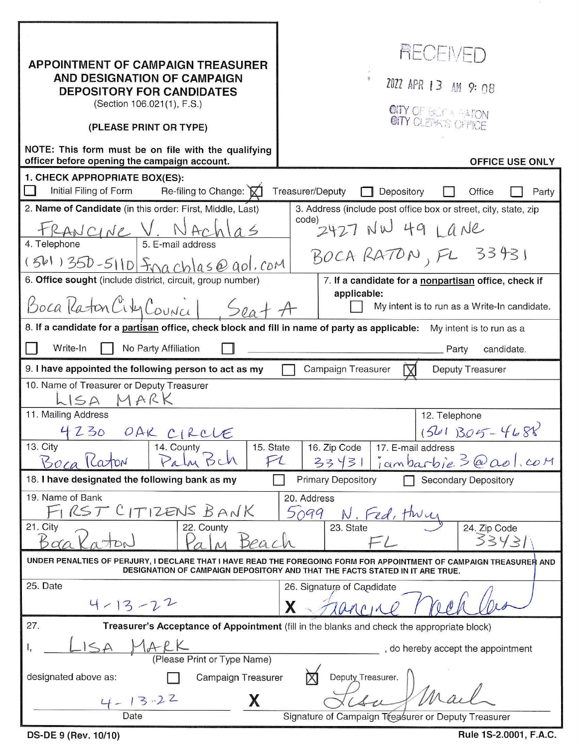# APPOINTMENT OF CAMPAIGN TREASURER AND DESIGNATION OF CAMPAIGN DEPOSITORY FOR CANDIDATES

(Section 106.021(1), F.S.)

**(PLEASE PRINT OR TYPE)**

**NOTE: This form must be on file with the qualifying officer before opening the campaign account.**

RECEIVED
2022 APR 13 AM 9:08
CITY OF BOCA RATON
CITY CLERK'S OFFICE

**OFFICE USE ONLY**

**1. CHECK APPROPRIATE BOX(ES):**

☐ Initial Filing of Form  Re-filing to Change: ☒ Treasurer/Deputy ☐ Depository ☐ Office ☐ Party

| 2. **Name of Candidate** (in this order: First, Middle, Last) | 3. Address (include post office box or street, city, state, zip code) |
|---|---|
| FRANCINE V. NACHLAS | 2427 NW 49 LANE BOCA RATON, FL 33431 |

| 4. Telephone | 5. E-mail address |
|---|---|
| (561) 350-5110 | fnachlas@aol.com |

| 6. **Office sought** (include district, circuit, group number) | 7. **If a candidate for a nonpartisan office, check if applicable:** |
|---|---|
| Boca Raton City Council, Seat A | ☐ My intent is to run as a Write-In candidate. |

8. **If a candidate for a partisan office, check block and fill in name of party as applicable:** My intent is to run as a

☐ Write-In ☐ No Party Affiliation ☐ ____________ Party candidate.

9. **I have appointed the following person to act as my** ☐ Campaign Treasurer ☒ Deputy Treasurer

| 10. Name of Treasurer or Deputy Treasurer | | | | |
|---|---|---|---|---|
| LISA MARK | | | | |
| **11. Mailing Address** | | | | **12. Telephone** |
| 4230 OAK CIRCLE | | | | (561) 305-4688 |
| **13. City** | **14. County** | **15. State** | **16. Zip Code** | **17. E-mail address** |
| Boca Raton | Palm Bch | FL | 33431 | iambarbie3@aol.com |

18. **I have designated the following bank as my** ☐ Primary Depository ☐ Secondary Depository

| 19. Name of Bank | | 20. Address | |
|---|---|---|---|
| FIRST CITIZENS BANK | | 5099 N. Fed. Hwy | |
| **21. City** | **22. County** | **23. State** | **24. Zip Code** |
| Boca Raton | Palm Beach | FL | 33431 |

**UNDER PENALTIES OF PERJURY, I DECLARE THAT I HAVE READ THE FOREGOING FORM FOR APPOINTMENT OF CAMPAIGN TREASURER AND DESIGNATION OF CAMPAIGN DEPOSITORY AND THAT THE FACTS STATED IN IT ARE TRUE.**

| 25. Date | 26. Signature of Candidate |
|---|---|
| 4-13-22 | X Francine Nachlas |

27. **Treasurer's Acceptance of Appointment** (fill in the blanks and check the appropriate block)

I, LISA MARK (Please Print or Type Name), do hereby accept the appointment

designated above as: ☐ Campaign Treasurer ☒ Deputy Treasurer.

4-13-22
Date

X Lisa Mark
Signature of Campaign Treasurer or Deputy Treasurer

DS-DE 9 (Rev. 10/10) Rule 1S-2.0001, F.A.C.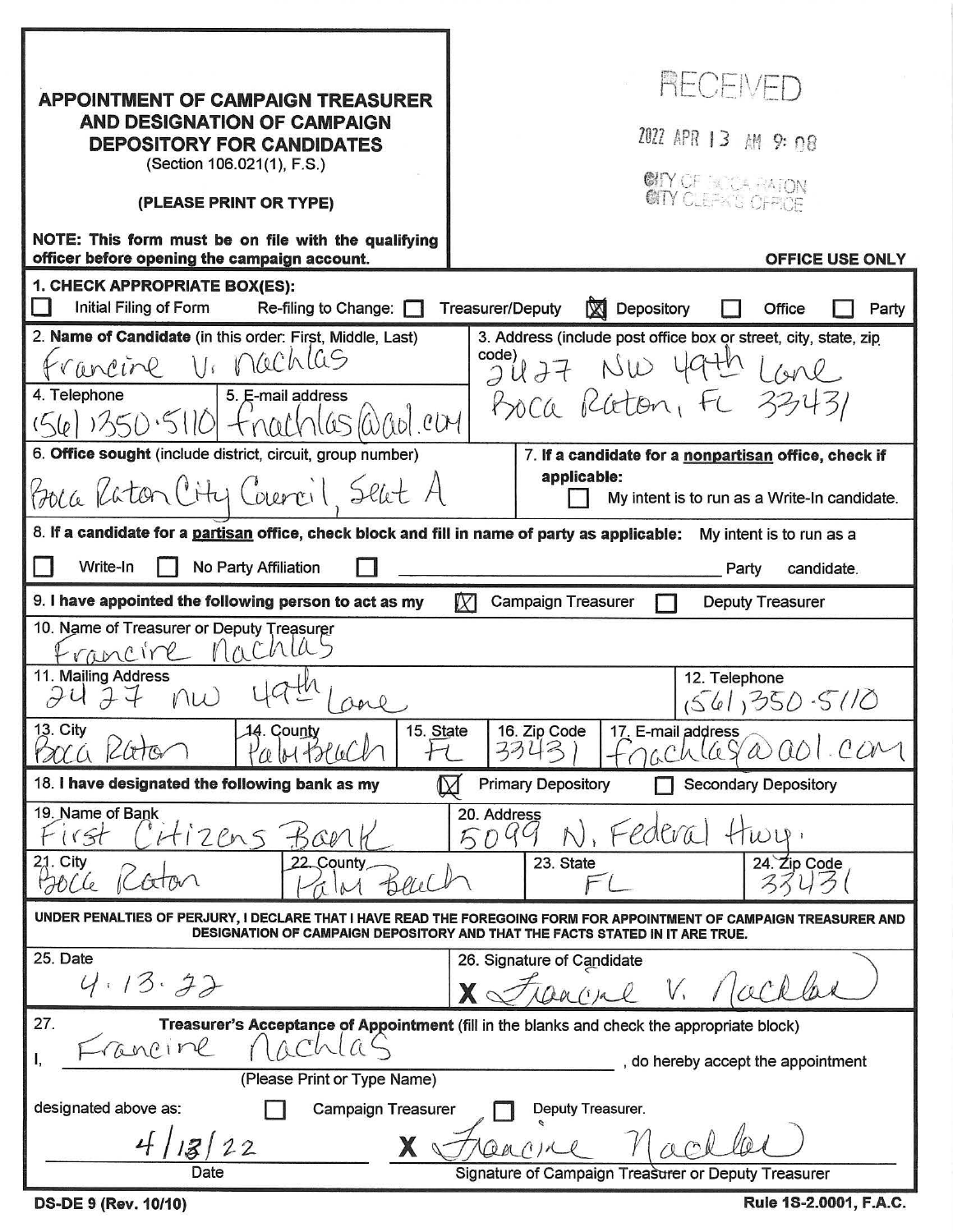## APPOINTMENT OF CAMPAIGN TREASURER AND DESIGNATION OF CAMPAIGN DEPOSITORY FOR CANDIDATES

(Section 106.021(1), F.S.)

**(PLEASE PRINT OR TYPE)**

**NOTE: This form must be on file with the qualifying officer before opening the campaign account.**

RECEIVED
2022 APR 13 AM 9:08
CITY OF BOCA RATON
CITY CLERK'S OFFICE

**OFFICE USE ONLY**

**1. CHECK APPROPRIATE BOX(ES):**

☐ Initial Filing of Form    Re-filing to Change: ☐ Treasurer/Deputy ☒ Depository ☐ Office ☐ Party

**2. Name of Candidate** (in this order: First, Middle, Last): Francine V. Nachlas

**3. Address** (include post office box or street, city, state, zip code): 2427 NW 49th Lane, Boca Raton, FL 33431

**4. Telephone:** (561) 350-5110

**5. E-mail address:** fnachlas@aol.com

**6. Office sought** (include district, circuit, group number): Boca Raton City Council, Seat A

**7. If a candidate for a nonpartisan office, check if applicable:**
☐ My intent is to run as a Write-In candidate.

**8. If a candidate for a partisan office, check block and fill in name of party as applicable:** My intent is to run as a
☐ Write-In ☐ No Party Affiliation ☐ ______________ Party candidate.

**9. I have appointed the following person to act as my** ☒ Campaign Treasurer ☐ Deputy Treasurer

**10. Name of Treasurer or Deputy Treasurer:** Francine Nachlas

**11. Mailing Address:** 2427 NW 49th Lane

**12. Telephone:** (561) 350-5110

**13. City:** Boca Raton
**14. County:** Palm Beach
**15. State:** FL
**16. Zip Code:** 33431
**17. E-mail address:** fnachlas@aol.com

**18. I have designated the following bank as my** ☒ Primary Depository ☐ Secondary Depository

**19. Name of Bank:** First Citizens Bank

**20. Address:** 5099 N. Federal Hwy.

**21. City:** Boca Raton
**22. County:** Palm Beach
**23. State:** FL
**24. Zip Code:** 33431

**UNDER PENALTIES OF PERJURY, I DECLARE THAT I HAVE READ THE FOREGOING FORM FOR APPOINTMENT OF CAMPAIGN TREASURER AND DESIGNATION OF CAMPAIGN DEPOSITORY AND THAT THE FACTS STATED IN IT ARE TRUE.**

**25. Date:** 4.13.22

**26. Signature of Candidate:** X Francine V. Nachlas

**27. Treasurer's Acceptance of Appointment** (fill in the blanks and check the appropriate block)

I, Francine Nachlas, do hereby accept the appointment
(Please Print or Type Name)

designated above as: ☐ Campaign Treasurer ☐ Deputy Treasurer.

4/13/22 — Date

X Francine Nachlas — Signature of Campaign Treasurer or Deputy Treasurer

**DS-DE 9 (Rev. 10/10)**    **Rule 1S-2.0001, F.A.C.**